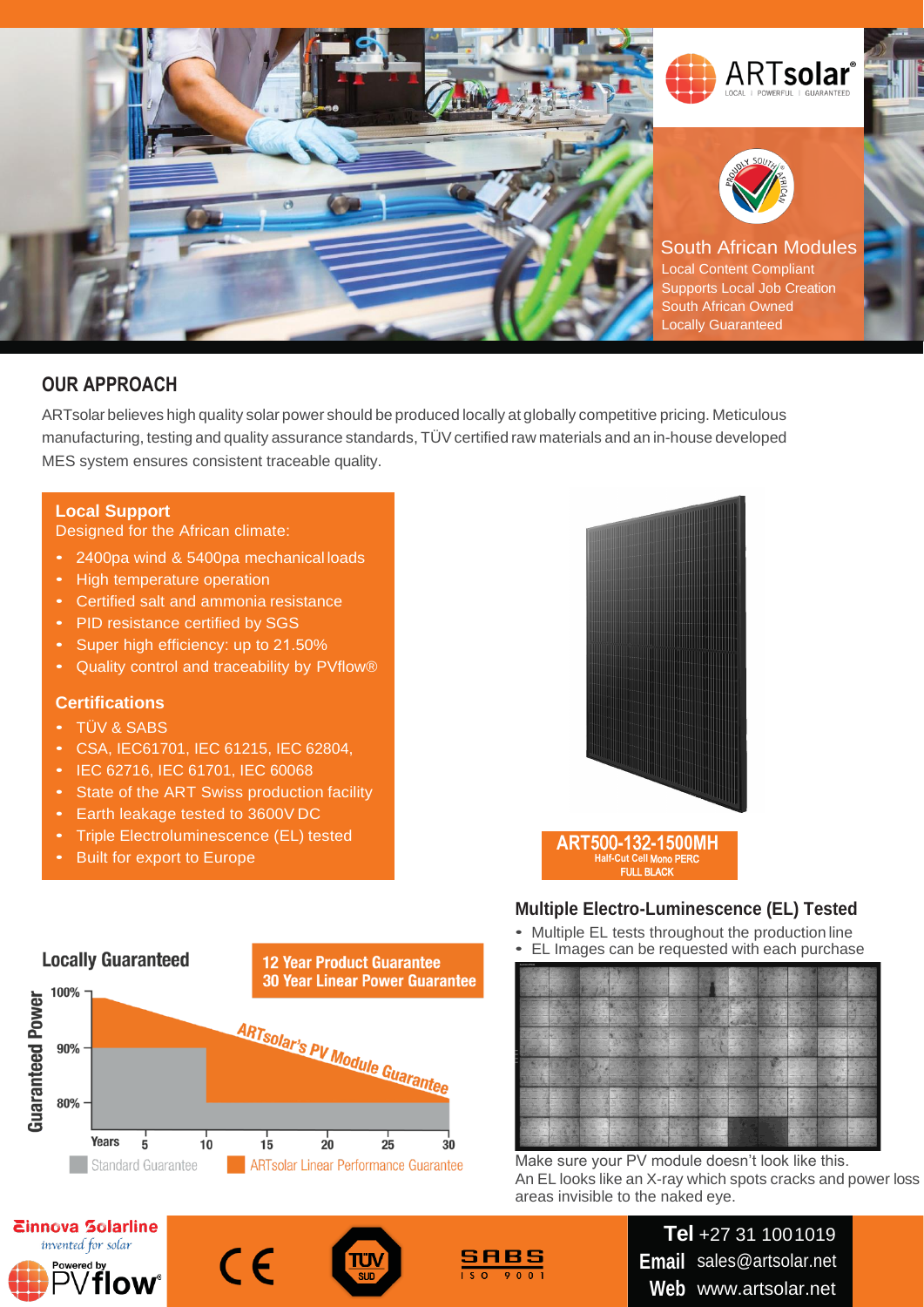ARTsolar®

LOCAL | POWERFUL | GUARANTEED

PROUDLY SOUTH AFRICAN

## South African Modules

- Local Content Compliant
- Supports Local Job Creation
- South African Owned
- Locally Guaranteed

## OUR APPROACH

ARTsolar believes high quality solar power should be produced locally at globally competitive pricing. Meticulous manufacturing, testing and quality assurance standards, TÜV certified raw materials and an in-house developed MES system ensures consistent traceable quality.

### Local Support

Designed for the African climate:

- 2400pa wind & 5400pa mechanical loads
- High temperature operation
- Certified salt and ammonia resistance
- PID resistance certified by SGS
- Super high efficiency: up to 21.50%
- Quality control and traceability by PVflow®

### Certifications

- TÜV & SABS
- CSA, IEC61701, IEC 61215, IEC 62804,
- IEC 62716, IEC 61701, IEC 60068
- State of the ART Swiss production facility
- Earth leakage tested to 3600V DC
- Triple Electroluminescence (EL) tested
- Built for export to Europe

**ART500-132-1500MH**
Half-Cut Cell Mono PERC
FULL BLACK

### Locally Guaranteed

**12 Year Product Guarantee**
**30 Year Linear Power Guarantee**

Guaranteed Power: 100%, 90%, 80%

Years: 5, 10, 15, 20, 25, 30

ARTsolar's PV Module Guarantee

Standard Guarantee | ARTsolar Linear Performance Guarantee

### Multiple Electro-Luminescence (EL) Tested

- Multiple EL tests throughout the production line
- EL Images can be requested with each purchase

Make sure your PV module doesn't look like this.
An EL looks like an X-ray which spots cracks and power loss areas invisible to the naked eye.

Ginnova Solarline
invented for solar

Powered by PVflow®

CE | TÜV SÜD | SABS ISO 9001

**Tel** +27 31 1001019
**Email** sales@artsolar.net
**Web** www.artsolar.net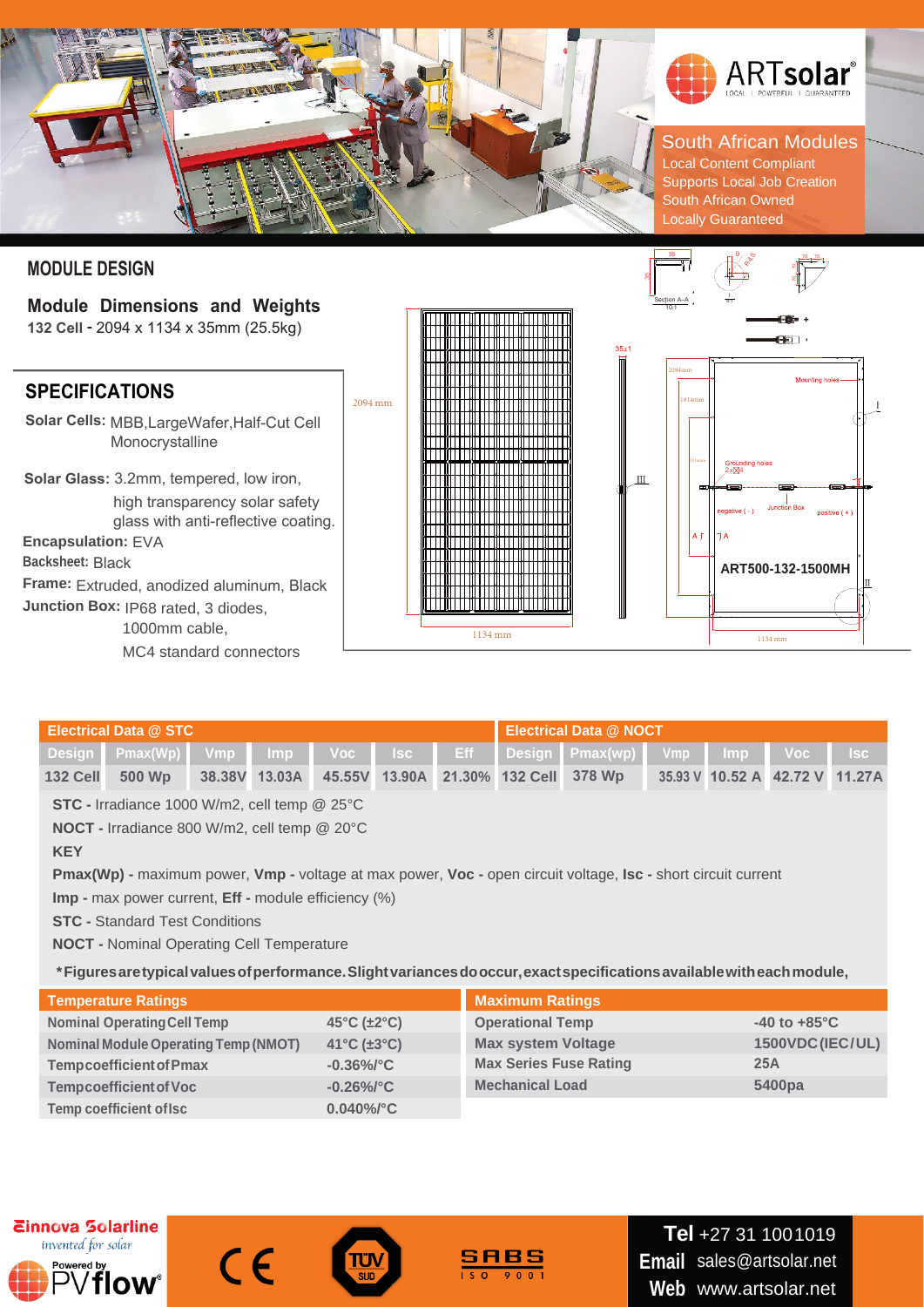ARTsolar
LOCAL | POWERFUL | GUARANTEED

South African Modules
Local Content Compliant
Supports Local Job Creation
South African Owned
Locally Guaranteed

## MODULE DESIGN

### Module Dimensions and Weights

132 Cell - 2094 x 1134 x 35mm (25.5kg)

## SPECIFICATIONS

**Solar Cells:** MBB,LargeWafer,Half-Cut Cell Monocrystalline

**Solar Glass:** 3.2mm, tempered, low iron, high transparency solar safety glass with anti-reflective coating.

**Encapsulation:** EVA

**Backsheet:** Black

**Frame:** Extruded, anodized aluminum, Black

**Junction Box:** IP68 rated, 3 diodes, 1000mm cable, MC4 standard connectors

2094 mm

1134 mm

35±1

Mounting holes

Grounding holes

Junction Box

negative ( - )

positive ( + )

ART500-132-1500MH

| Electrical Data @ STC | | | | | | | Electrical Data @ NOCT | | | | | |
|---|---|---|---|---|---|---|---|---|---|---|---|---|
| Design | Pmax(Wp) | Vmp | Imp | Voc | Isc | Eff | Design | Pmax(wp) | Vmp | Imp | Voc | Isc |
| 132 Cell | 500 Wp | 38.38V | 13.03A | 45.55V | 13.90A | 21.30% | 132 Cell | 378 Wp | 35.93 V | 10.52 A | 42.72 V | 11.27A |

**STC -** Irradiance 1000 W/m2, cell temp @ 25°C

**NOCT -** Irradiance 800 W/m2, cell temp @ 20°C

**KEY**

**Pmax(Wp) -** maximum power, **Vmp -** voltage at max power, **Voc -** open circuit voltage, **Isc -** short circuit current

**Imp -** max power current, **Eff -** module efficiency (%)

**STC -** Standard Test Conditions

**NOCT -** Nominal Operating Cell Temperature

**\*Figures are typical values of performance. Slight variances do occur, exact specifications available with each module,**

| Temperature Ratings | |
|---|---|
| Nominal Operating Cell Temp | 45°C (±2°C) |
| Nominal Module Operating Temp (NMOT) | 41°C (±3°C) |
| Temp coefficient of Pmax | -0.36%/°C |
| Temp coefficient of Voc | -0.26%/°C |
| Temp coefficient of Isc | 0.040%/°C |

| Maximum Ratings | |
|---|---|
| Operational Temp | -40 to +85°C |
| Max system Voltage | 1500VDC(IEC/UL) |
| Max Series Fuse Rating | 25A |
| Mechanical Load | 5400pa |

Innova Solarline invented for solar

Powered by PVflow

**Tel** +27 31 1001019
**Email** sales@artsolar.net
**Web** www.artsolar.net